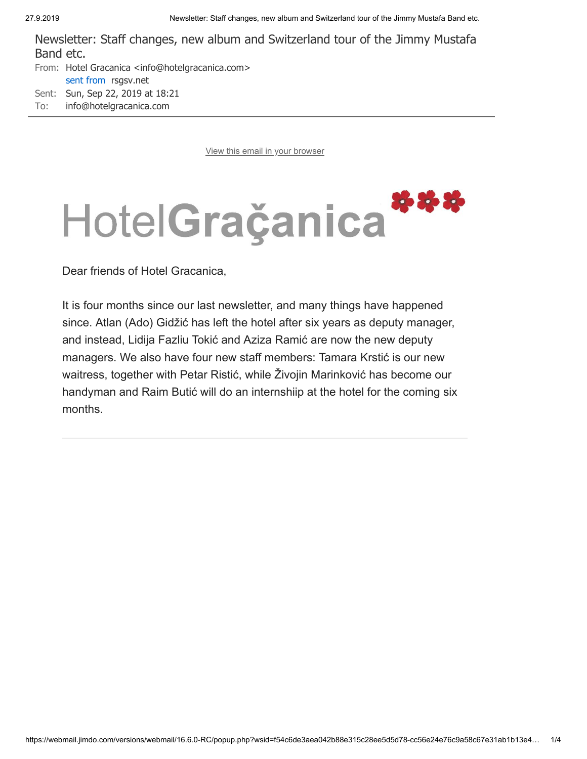# Newsletter: Staff changes, new album and Switzerland tour of the Jimmy Mustafa Band etc.

From: Hotel Gracanica <info@hotelgracanica.com>
sent from rsgsv.net
Sent: Sun, Sep 22, 2019 at 18:21
To: info@hotelgracanica.com

---

View this email in your browser

HotelGraçanica

Dear friends of Hotel Gracanica,

It is four months since our last newsletter, and many things have happened since. Atlan (Ado) Gidžić has left the hotel after six years as deputy manager, and instead, Lidija Fazliu Tokić and Aziza Ramić are now the new deputy managers. We also have four new staff members: Tamara Krstić is our new waitress, together with Petar Ristić, while Živojin Marinković has become our handyman and Raim Butić will do an internshiip at the hotel for the coming six months.

---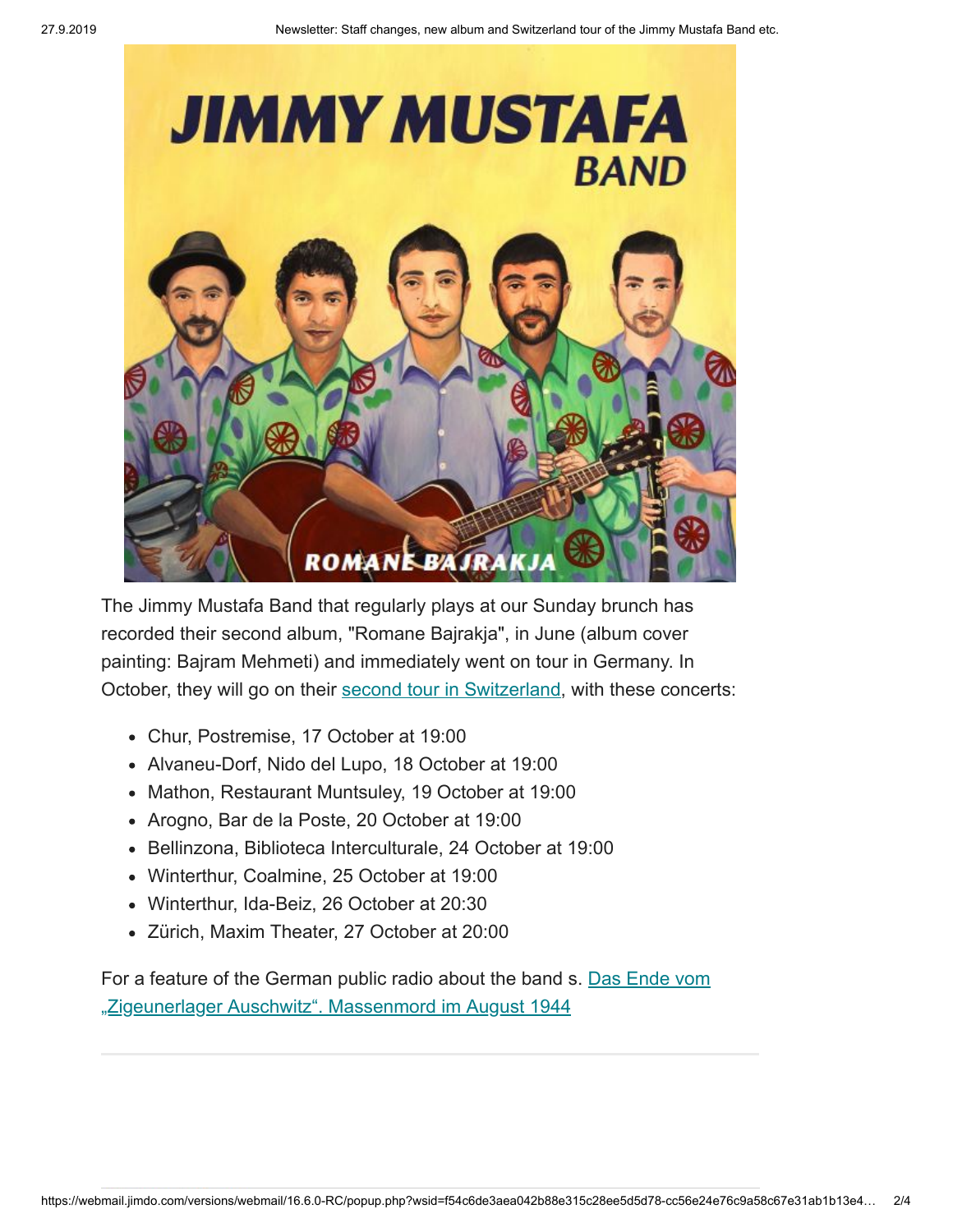The Jimmy Mustafa Band that regularly plays at our Sunday brunch has recorded their second album, "Romane Bajrakja", in June (album cover painting: Bajram Mehmeti) and immediately went on tour in Germany. In October, they will go on their [second tour in Switzerland](), with these concerts:

- Chur, Postremise, 17 October at 19:00
- Alvaneu-Dorf, Nido del Lupo, 18 October at 19:00
- Mathon, Restaurant Muntsuley, 19 October at 19:00
- Arogno, Bar de la Poste, 20 October at 19:00
- Bellinzona, Biblioteca Interculturale, 24 October at 19:00
- Winterthur, Coalmine, 25 October at 19:00
- Winterthur, Ida-Beiz, 26 October at 20:30
- Zürich, Maxim Theater, 27 October at 20:00

For a feature of the German public radio about the band s. Das Ende vom „Zigeunerlager Auschwitz". Massenmord im August 1944

---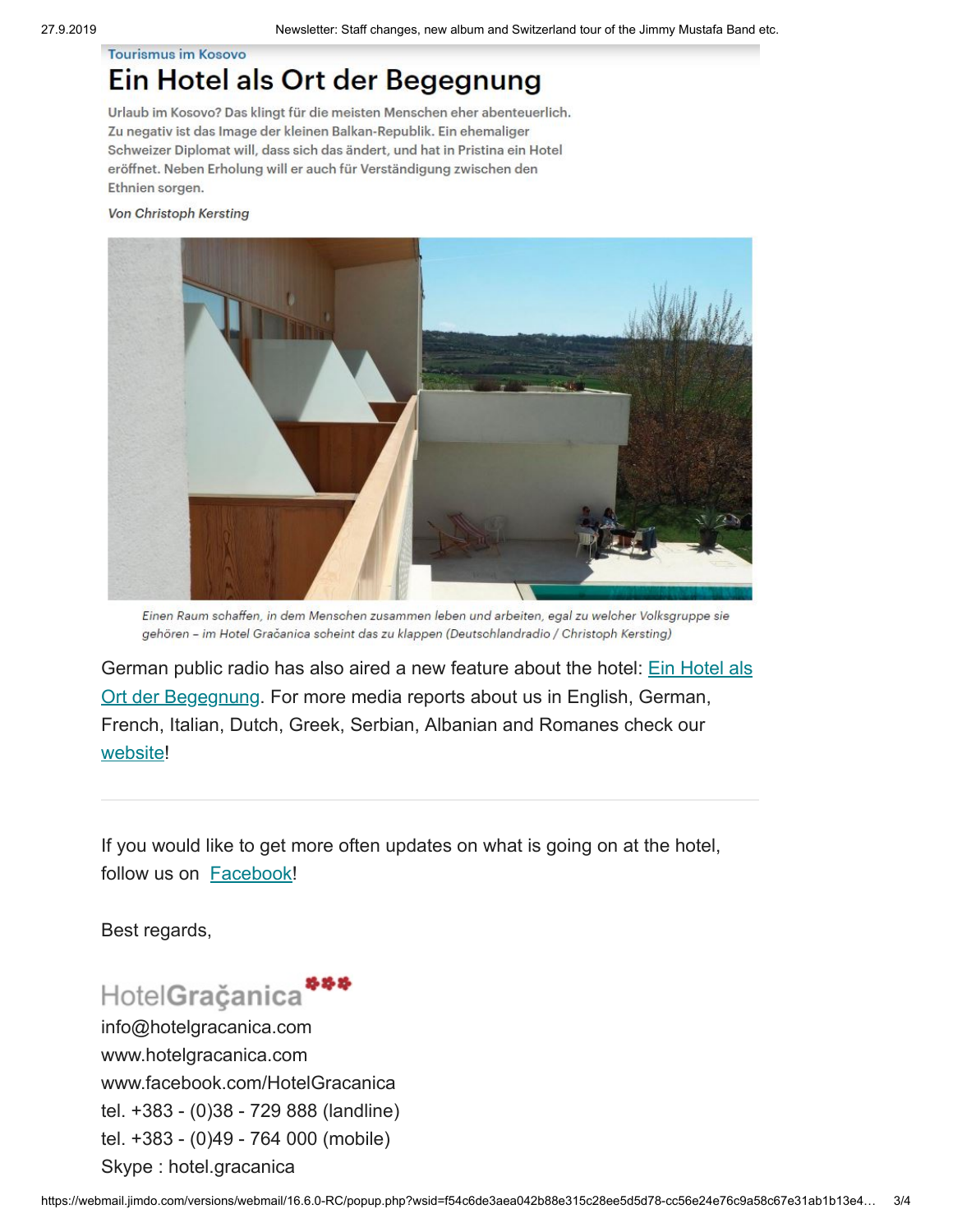Tourismus im Kosovo

## Ein Hotel als Ort der Begegnung

Urlaub im Kosovo? Das klingt für die meisten Menschen eher abenteuerlich. Zu negativ ist das Image der kleinen Balkan-Republik. Ein ehemaliger Schweizer Diplomat will, dass sich das ändert, und hat in Pristina ein Hotel eröffnet. Neben Erholung will er auch für Verständigung zwischen den Ethnien sorgen.

*Von Christoph Kersting*

*Einen Raum schaffen, in dem Menschen zusammen leben und arbeiten, egal zu welcher Volksgruppe sie gehören – im Hotel Gračanica scheint das zu klappen (Deutschlandradio / Christoph Kersting)*

German public radio has also aired a new feature about the hotel: [Ein Hotel als Ort der Begegnung](). For more media reports about us in English, German, French, Italian, Dutch, Greek, Serbian, Albanian and Romanes check our [website]()!

---

If you would like to get more often updates on what is going on at the hotel, follow us on [Facebook]()!

Best regards,

HotelGračanica
info@hotelgracanica.com
www.hotelgracanica.com
www.facebook.com/HotelGracanica
tel. +383 - (0)38 - 729 888 (landline)
tel. +383 - (0)49 - 764 000 (mobile)
Skype : hotel.gracanica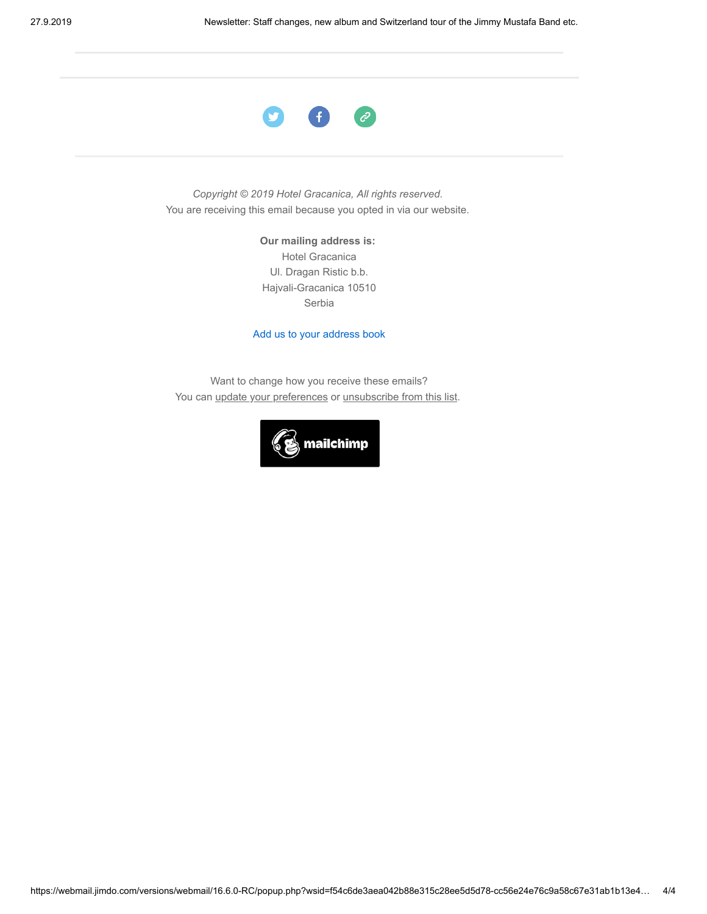*Copyright © 2019 Hotel Gracanica, All rights reserved.*
You are receiving this email because you opted in via our website.

**Our mailing address is:**
Hotel Gracanica
Ul. Dragan Ristic b.b.
Hajvali-Gracanica 10510
Serbia

Add us to your address book

Want to change how you receive these emails?
You can update your preferences or unsubscribe from this list.

mailchimp